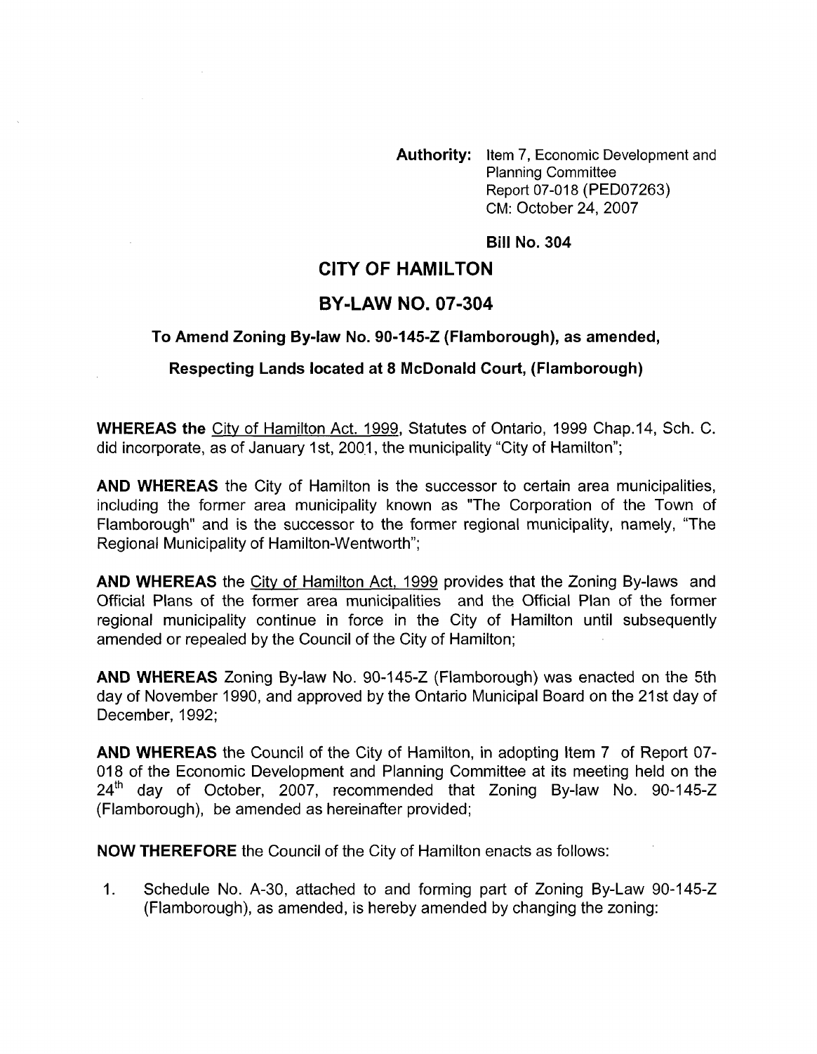**Authority:** Item 7, Economic Development and Planning Committee Report 07-018 (PED07263) CM: October 24, 2007

**Bill No. 304**

# CITY OF HAMILTON

# BY-LAW NO. 07-304

### To Amend Zoning By-law No. 90-145-Z (Flamborough), as amended, Respecting Lands located at 8 McDonald Court, (Flamborough)

**WHEREAS the** City of Hamilton Act. 1999, Statutes of Ontario, 1999 Chap.14, Sch. C. did incorporate, as of January 1st, 2001, the municipality "City of Hamilton";

**AND WHEREAS** the City of Hamilton is the successor to certain area municipalities, including the former area municipality known as "The Corporation of the Town of Flamborough" and is the successor to the former regional municipality, namely, "The Regional Municipality of Hamilton-Wentworth";

**AND WHEREAS** the City of Hamilton Act, 1999 provides that the Zoning By-laws and Official Plans of the former area municipalities and the Official Plan of the former regional municipality continue in force in the City of Hamilton until subsequently amended or repealed by the Council of the City of Hamilton;

**AND WHEREAS** Zoning By-law No. 90-145-Z (Flamborough) was enacted on the 5th day of November 1990, and approved by the Ontario Municipal Board on the 21st day of December, 1992;

**AND WHEREAS** the Council of the City of Hamilton, in adopting Item 7 of Report 07-018 of the Economic Development and Planning Committee at its meeting held on the 24th day of October, 2007, recommended that Zoning By-law No. 90-145-Z (Flamborough), be amended as hereinafter provided;

**NOW THEREFORE** the Council of the City of Hamilton enacts as follows:

1. Schedule No. A-30, attached to and forming part of Zoning By-Law 90-145-Z (Flamborough), as amended, is hereby amended by changing the zoning: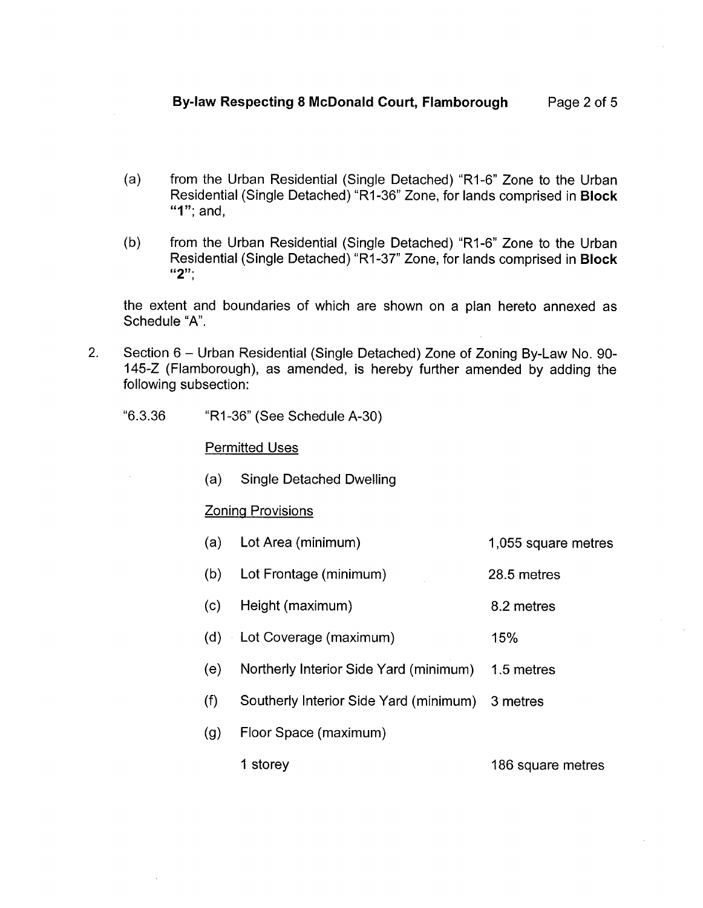(a) from the Urban Residential (Single Detached) "R1-6" Zone to the Urban Residential (Single Detached) "R1-36" Zone, for lands comprised in **Block "1"**; and,

(b) from the Urban Residential (Single Detached) "R1-6" Zone to the Urban Residential (Single Detached) "R1-37" Zone, for lands comprised in **Block "2"**;

the extent and boundaries of which are shown on a plan hereto annexed as Schedule "A".

2. Section 6 – Urban Residential (Single Detached) Zone of Zoning By-Law No. 90-145-Z (Flamborough), as amended, is hereby further amended by adding the following subsection:

"6.3.36 "R1-36" (See Schedule A-30)

<u>Permitted Uses</u>

(a) Single Detached Dwelling

<u>Zoning Provisions</u>

| | | |
|---|---|---|
| (a) | Lot Area (minimum) | 1,055 square metres |
| (b) | Lot Frontage (minimum) | 28.5 metres |
| (c) | Height (maximum) | 8.2 metres |
| (d) | Lot Coverage (maximum) | 15% |
| (e) | Northerly Interior Side Yard (minimum) | 1.5 metres |
| (f) | Southerly Interior Side Yard (minimum) | 3 metres |
| (g) | Floor Space (maximum) | |
| | 1 storey | 186 square metres |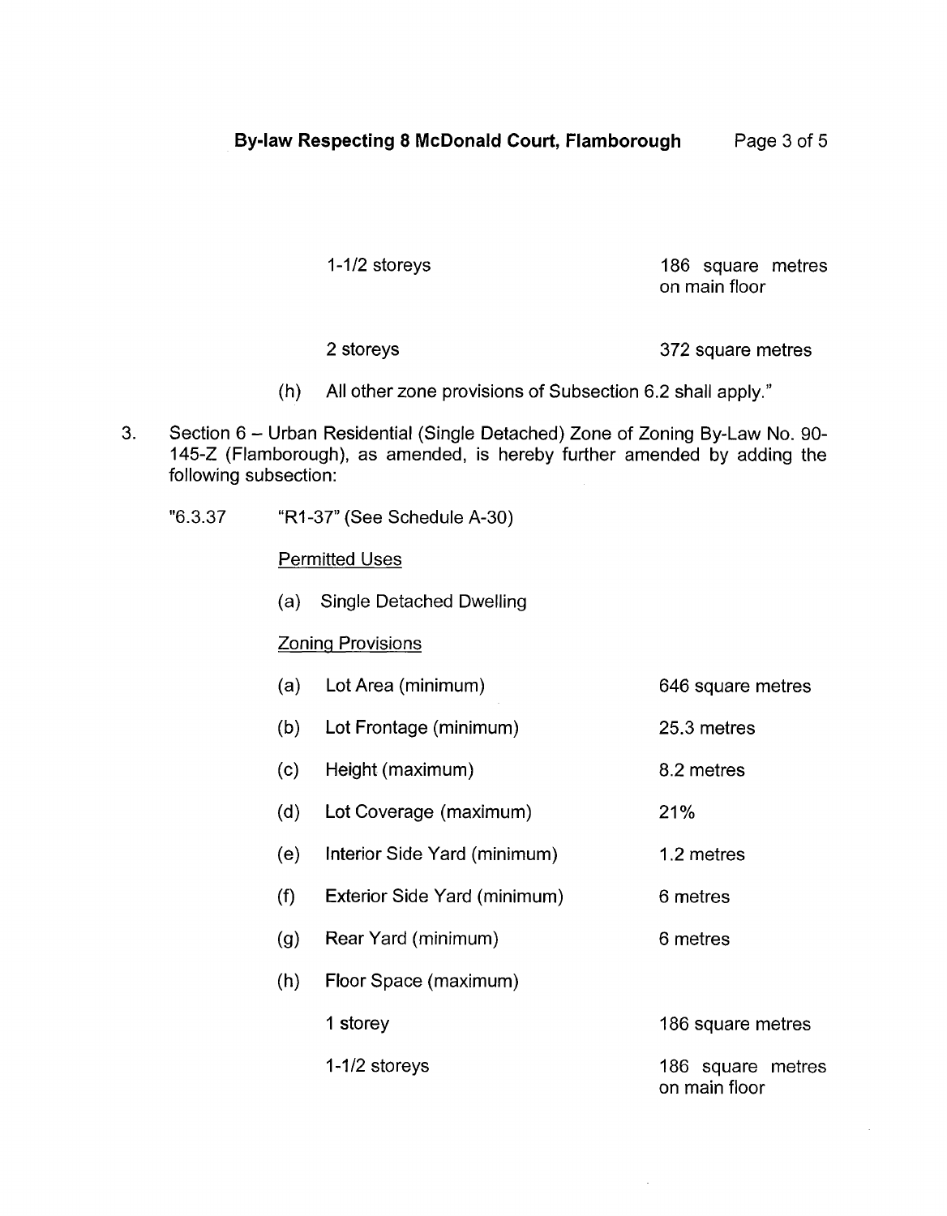| | |
|---|---|
| 1-1/2 storeys | 186 square metres on main floor |
| 2 storeys | 372 square metres |

(h) All other zone provisions of Subsection 6.2 shall apply."

3. Section 6 – Urban Residential (Single Detached) Zone of Zoning By-Law No. 90-145-Z (Flamborough), as amended, is hereby further amended by adding the following subsection:

"6.3.37 "R1-37" (See Schedule A-30)

Permitted Uses

(a) Single Detached Dwelling

Zoning Provisions

| | | |
|---|---|---|
| (a) | Lot Area (minimum) | 646 square metres |
| (b) | Lot Frontage (minimum) | 25.3 metres |
| (c) | Height (maximum) | 8.2 metres |
| (d) | Lot Coverage (maximum) | 21% |
| (e) | Interior Side Yard (minimum) | 1.2 metres |
| (f) | Exterior Side Yard (minimum) | 6 metres |
| (g) | Rear Yard (minimum) | 6 metres |
| (h) | Floor Space (maximum) | |
| | 1 storey | 186 square metres |
| | 1-1/2 storeys | 186 square metres on main floor |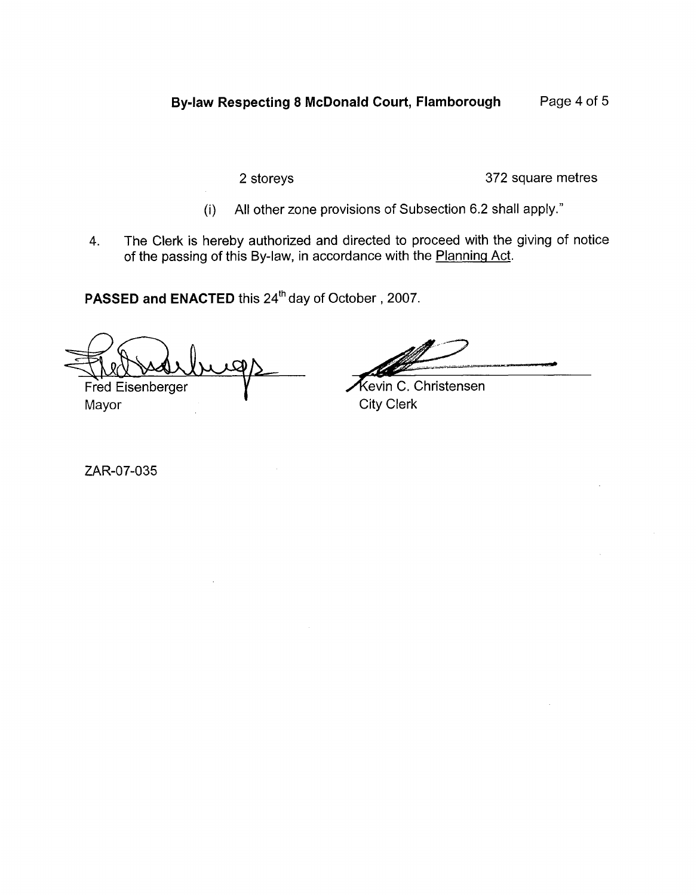| 2 storeys | 372 square metres |
| --- | --- |

(i) All other zone provisions of Subsection 6.2 shall apply."

4. The Clerk is hereby authorized and directed to proceed with the giving of notice of the passing of this By-law, in accordance with the Planning Act.

**PASSED and ENACTED** this 24th day of October , 2007.

| | |
| --- | --- |
| Fred Eisenberger | Kevin C. Christensen |
| Mayor | City Clerk |

ZAR-07-035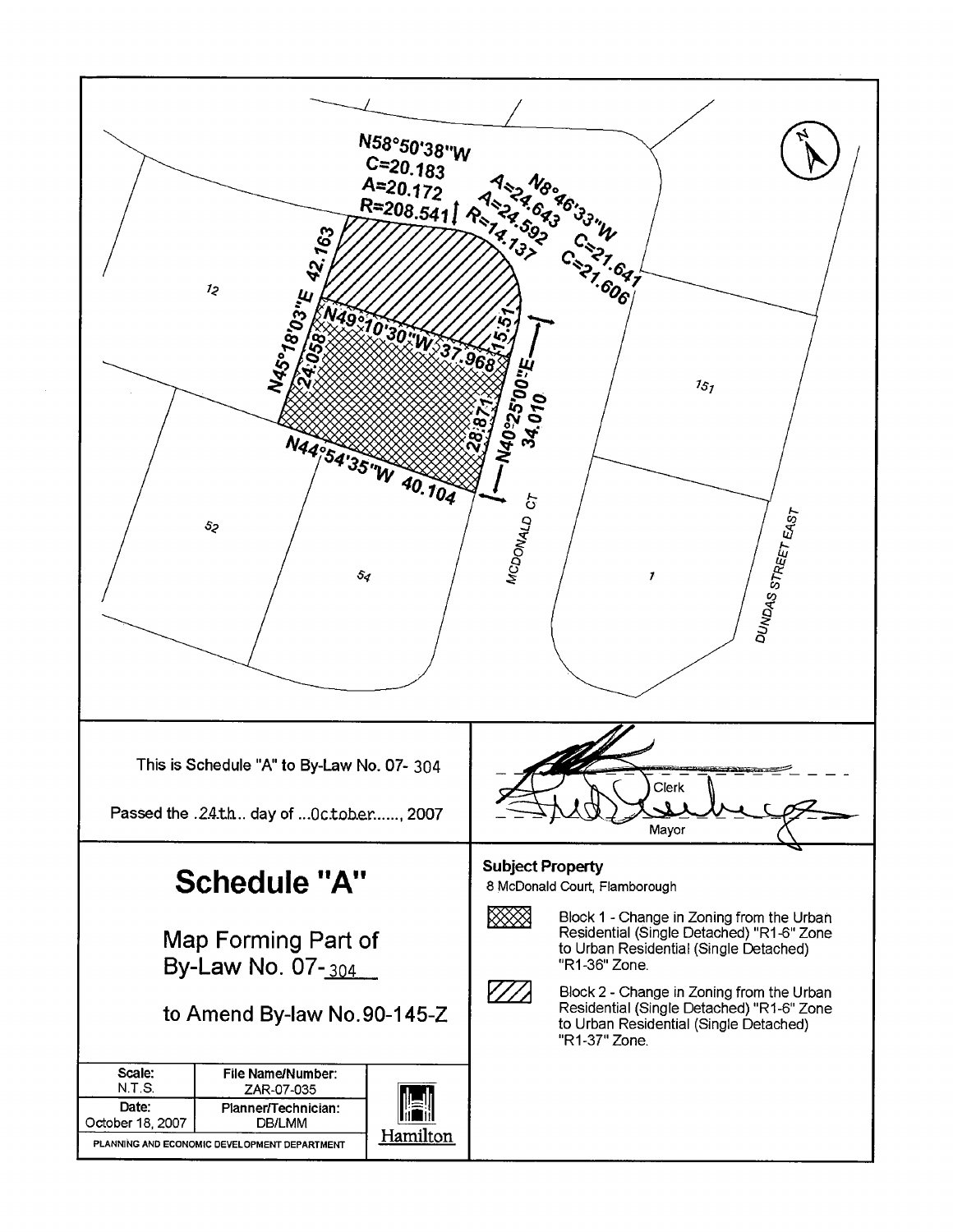N58°50'38"W
C=20.183
A=20.172
R=208.541

A=24.643
A=24.592
R=14.137

N8°46'33"W
C=21.647
C=21.606

N45°18'03"E 42.163

24.058

N49°10'30"W 37.968

15.51

28.871

N40°25'00"E
34.010

N44°54'35"W 40.104

12

151

52

54

1

MCDONALD CT

DUNDAS STREET EAST

This is Schedule "A" to By-Law No. 07- 304

Passed the .24th.. day of ...October......, 2007

Clerk

Mayor

# Schedule "A"

Map Forming Part of
By-Law No. 07-304

to Amend By-law No.90-145-Z

| Scale: | File Name/Number: |
|---|---|
| N.T.S. | ZAR-07-035 |
| Date: | Planner/Technician: |
| October 18, 2007 | DB/LMM |

PLANNING AND ECONOMIC DEVELOPMENT DEPARTMENT

Hamilton

**Subject Property**

8 McDonald Court, Flamborough

Block 1 - Change in Zoning from the Urban Residential (Single Detached) "R1-6" Zone to Urban Residential (Single Detached) "R1-36" Zone.

Block 2 - Change in Zoning from the Urban Residential (Single Detached) "R1-6" Zone to Urban Residential (Single Detached) "R1-37" Zone.